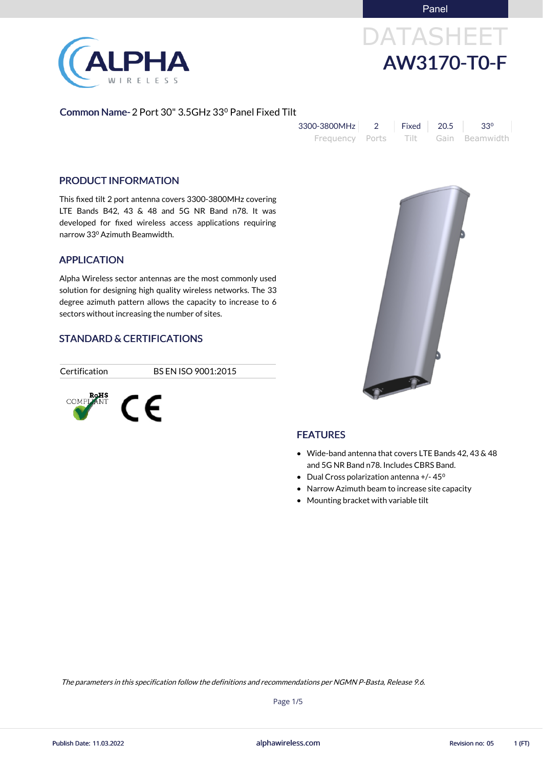Panel

# DATASHEET

# AW3170-T0-F

**Common Name-** 2 Port 30" 3.5GHz 33⁰ Panel Fixed Tilt

| 3300-3800MHz | 2 | Fixed | 20.5 | 33⁰ |
|---|---|---|---|---|
| Frequency | Ports | Tilt | Gain | Beamwidth |

## PRODUCT INFORMATION

This fixed tilt 2 port antenna covers 3300-3800MHz covering LTE Bands B42, 43 & 48 and 5G NR Band n78. It was developed for fixed wireless access applications requiring narrow 33⁰ Azimuth Beamwidth.

## APPLICATION

Alpha Wireless sector antennas are the most commonly used solution for designing high quality wireless networks. The 33 degree azimuth pattern allows the capacity to increase to 6 sectors without increasing the number of sites.

## STANDARD & CERTIFICATIONS

| Certification | BS EN ISO 9001:2015 |
|---|---|

RoHS COMPLIANT CE

## FEATURES

- Wide-band antenna that covers LTE Bands 42, 43 & 48 and 5G NR Band n78. Includes CBRS Band.
- Dual Cross polarization antenna +/- 45⁰
- Narrow Azimuth beam to increase site capacity
- Mounting bracket with variable tilt

*The parameters in this specification follow the definitions and recommendations per NGMN P-Basta, Release 9.6.*

Publish Date: 11.03.2022 alphawireless.com Revision no: 05 1 (FT)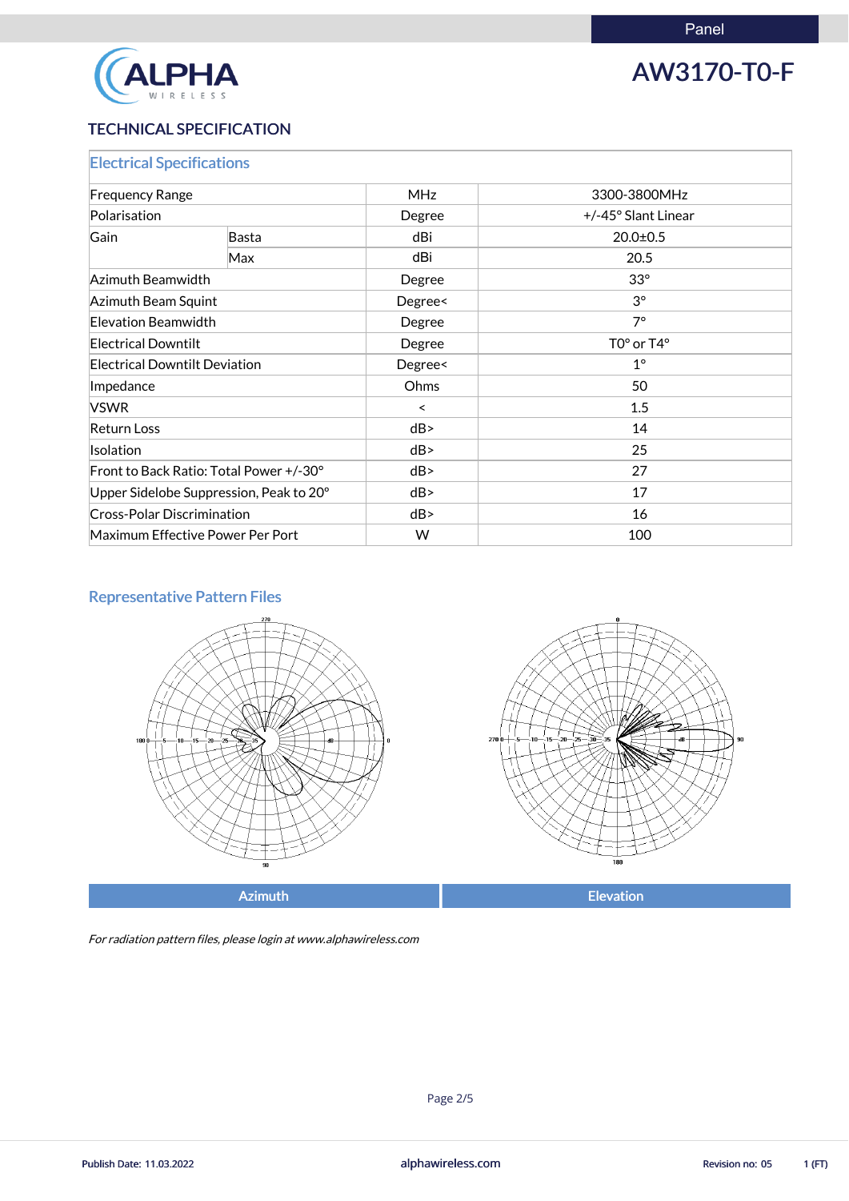Panel

# AW3170-T0-F

## TECHNICAL SPECIFICATION

### Electrical Specifications

| | | | |
|---|---|---|---|
| Frequency Range | | MHz | 3300-3800MHz |
| Polarisation | | Degree | +/-45° Slant Linear |
| Gain | Basta | dBi | 20.0±0.5 |
| | Max | dBi | 20.5 |
| Azimuth Beamwidth | | Degree | 33° |
| Azimuth Beam Squint | | Degree< | 3° |
| Elevation Beamwidth | | Degree | 7° |
| Electrical Downtilt | | Degree | T0° or T4° |
| Electrical Downtilt Deviation | | Degree< | 1° |
| Impedance | | Ohms | 50 |
| VSWR | | < | 1.5 |
| Return Loss | | dB> | 14 |
| Isolation | | dB> | 25 |
| Front to Back Ratio: Total Power +/-30° | | dB> | 27 |
| Upper Sidelobe Suppression, Peak to 20° | | dB> | 17 |
| Cross-Polar Discrimination | | dB> | 16 |
| Maximum Effective Power Per Port | | W | 100 |

### Representative Pattern Files

| Azimuth | Elevation |
|---|---|

*For radiation pattern files, please login at www.alphawireless.com*

Publish Date: 11.03.2022 alphawireless.com Revision no: 05 1 (FT)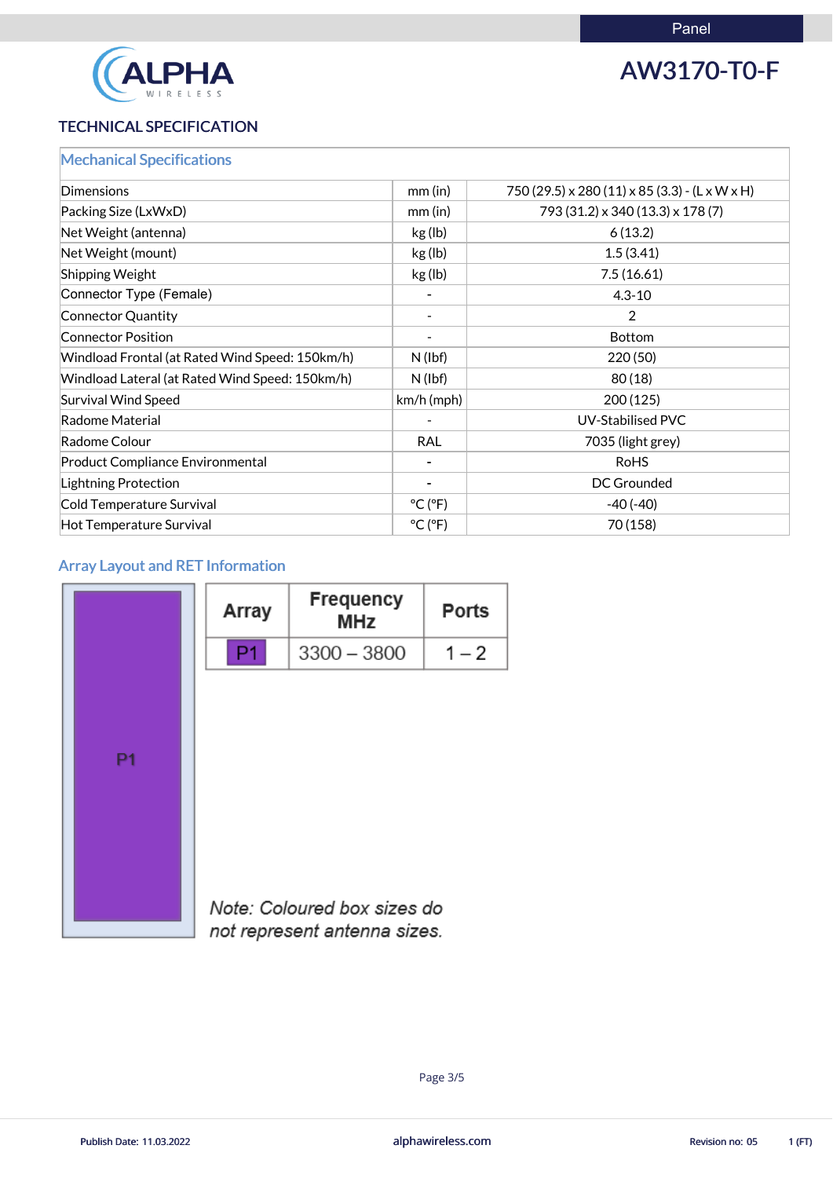Panel

# AW3170-T0-F

## TECHNICAL SPECIFICATION

| Mechanical Specifications | | |
|---|---|---|
| Dimensions | mm (in) | 750 (29.5) x 280 (11) x 85 (3.3) - (L x W x H) |
| Packing Size (LxWxD) | mm (in) | 793 (31.2) x 340 (13.3) x 178 (7) |
| Net Weight (antenna) | kg (lb) | 6 (13.2) |
| Net Weight (mount) | kg (lb) | 1.5 (3.41) |
| Shipping Weight | kg (lb) | 7.5 (16.61) |
| Connector Type (Female) | - | 4.3-10 |
| Connector Quantity | - | 2 |
| Connector Position | - | Bottom |
| Windload Frontal (at Rated Wind Speed: 150km/h) | N (lbf) | 220 (50) |
| Windload Lateral (at Rated Wind Speed: 150km/h) | N (lbf) | 80 (18) |
| Survival Wind Speed | km/h (mph) | 200 (125) |
| Radome Material | - | UV-Stabilised PVC |
| Radome Colour | RAL | 7035 (light grey) |
| Product Compliance Environmental | - | RoHS |
| Lightning Protection | - | DC Grounded |
| Cold Temperature Survival | °C (°F) | -40 (-40) |
| Hot Temperature Survival | °C (°F) | 70 (158) |

### Array Layout and RET Information

P1

| Array | Frequency MHz | Ports |
|---|---|---|
| P1 | 3300 – 3800 | 1 – 2 |

*Note: Coloured box sizes do not represent antenna sizes.*

Publish Date: 11.03.2022 | alphawireless.com | Revision no: 05 | 1 (FT)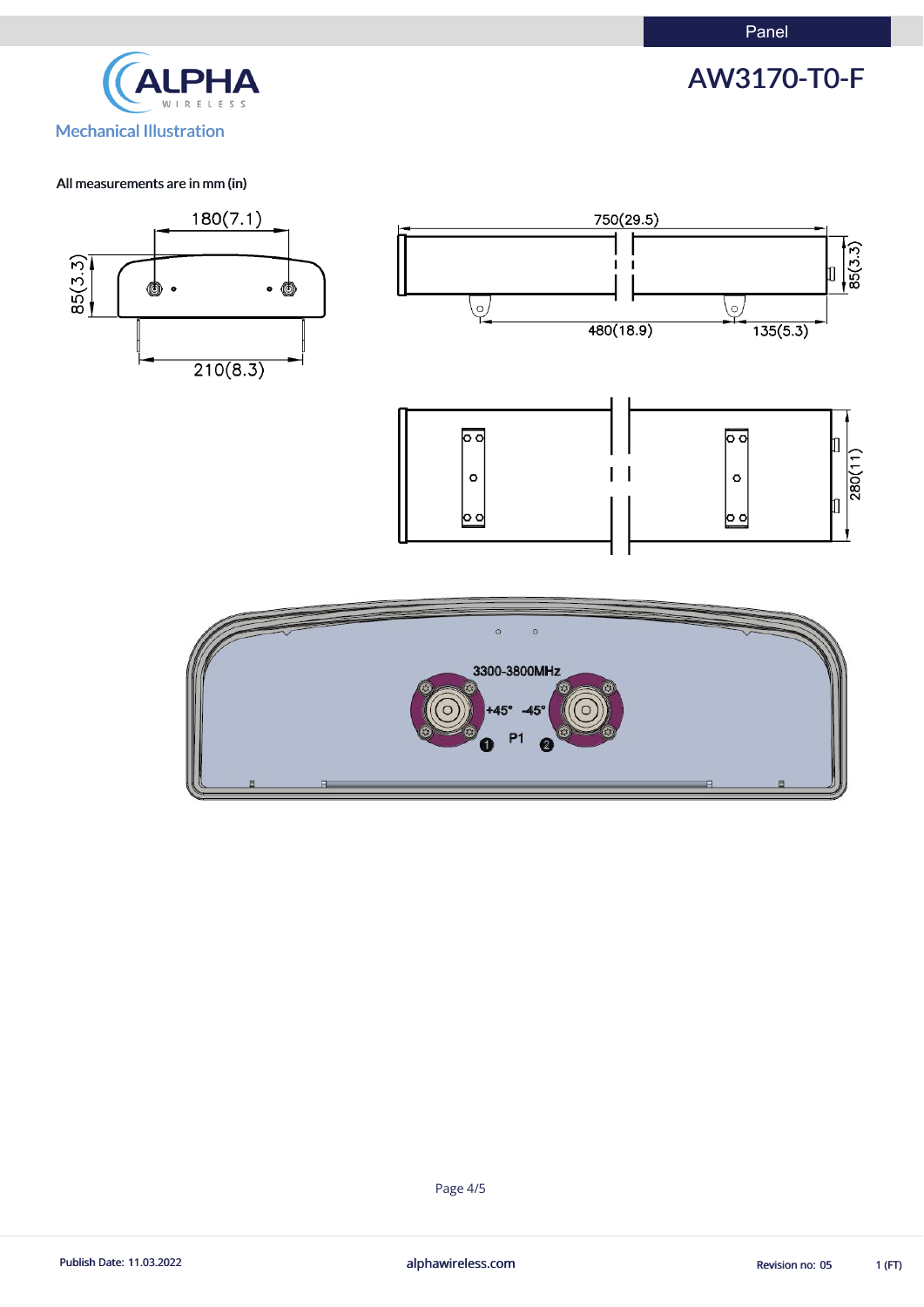Mechanical Illustration

All measurements are in mm (in)

180(7.1)

85(3.3)

210(8.3)

750(29.5)

85(3.3)

480(18.9)

135(5.3)

280(11)

3300-3800MHz

+45° -45°

P1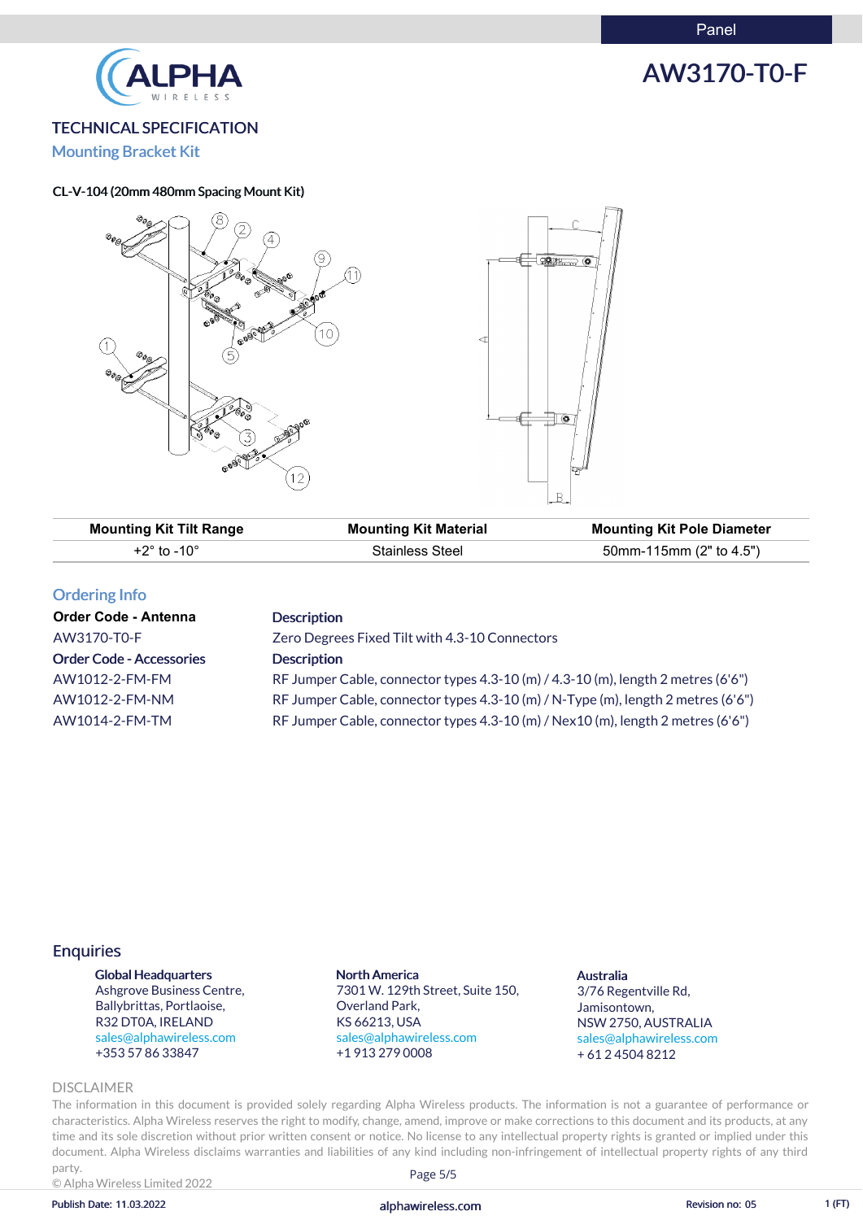# AW3170-T0-F

Panel

## TECHNICAL SPECIFICATION

### Mounting Bracket Kit

**CL-V-104 (20mm 480mm Spacing Mount Kit)**

| Mounting Kit Tilt Range | Mounting Kit Material | Mounting Kit Pole Diameter |
|---|---|---|
| +2° to -10° | Stainless Steel | 50mm-115mm (2" to 4.5") |

### Ordering Info

| Order Code - Antenna | Description |
|---|---|
| AW3170-T0-F | Zero Degrees Fixed Tilt with 4.3-10 Connectors |
| **Order Code - Accessories** | **Description** |
| AW1012-2-FM-FM | RF Jumper Cable, connector types 4.3-10 (m) / 4.3-10 (m), length 2 metres (6'6") |
| AW1012-2-FM-NM | RF Jumper Cable, connector types 4.3-10 (m) / N-Type (m), length 2 metres (6'6") |
| AW1014-2-FM-TM | RF Jumper Cable, connector types 4.3-10 (m) / Nex10 (m), length 2 metres (6'6") |

### Enquiries

**Global Headquarters**
Ashgrove Business Centre,
Ballybrittas, Portlaoise,
R32 DT0A, IRELAND
sales@alphawireless.com
+353 57 86 33847

**North America**
7301 W. 129th Street, Suite 150,
Overland Park,
KS 66213, USA
sales@alphawireless.com
+1 913 279 0008

**Australia**
3/76 Regentville Rd,
Jamisontown,
NSW 2750, AUSTRALIA
sales@alphawireless.com
+ 61 2 4504 8212

DISCLAIMER

The information in this document is provided solely regarding Alpha Wireless products. The information is not a guarantee of performance or characteristics. Alpha Wireless reserves the right to modify, change, amend, improve or make corrections to this document and its products, at any time and its sole discretion without prior written consent or notice. No license to any intellectual property rights is granted or implied under this document. Alpha Wireless disclaims warranties and liabilities of any kind including non-infringement of intellectual property rights of any third party.

© Alpha Wireless Limited 2022

Publish Date: 11.03.2022 | alphawireless.com | Revision no: 05 | 1 (FT)